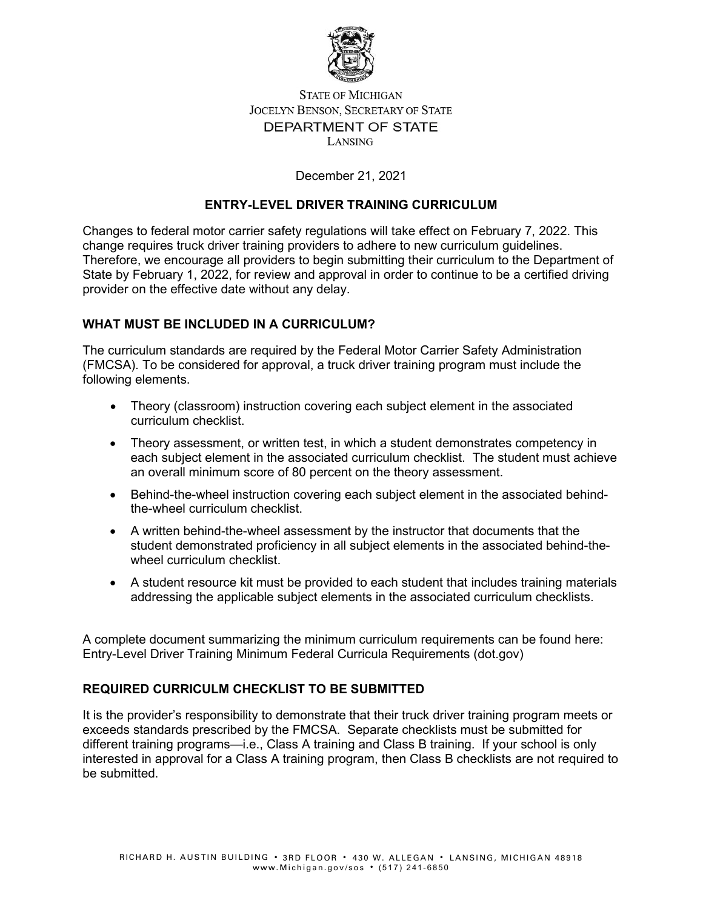STATE OF MICHIGAN
JOCELYN BENSON, SECRETARY OF STATE
DEPARTMENT OF STATE
LANSING

December 21, 2021

## ENTRY-LEVEL DRIVER TRAINING CURRICULUM

Changes to federal motor carrier safety regulations will take effect on February 7, 2022. This change requires truck driver training providers to adhere to new curriculum guidelines. Therefore, we encourage all providers to begin submitting their curriculum to the Department of State by February 1, 2022, for review and approval in order to continue to be a certified driving provider on the effective date without any delay.

### WHAT MUST BE INCLUDED IN A CURRICULUM?

The curriculum standards are required by the Federal Motor Carrier Safety Administration (FMCSA). To be considered for approval, a truck driver training program must include the following elements.

- Theory (classroom) instruction covering each subject element in the associated curriculum checklist.
- Theory assessment, or written test, in which a student demonstrates competency in each subject element in the associated curriculum checklist. The student must achieve an overall minimum score of 80 percent on the theory assessment.
- Behind-the-wheel instruction covering each subject element in the associated behind-the-wheel curriculum checklist.
- A written behind-the-wheel assessment by the instructor that documents that the student demonstrated proficiency in all subject elements in the associated behind-the-wheel curriculum checklist.
- A student resource kit must be provided to each student that includes training materials addressing the applicable subject elements in the associated curriculum checklists.

A complete document summarizing the minimum curriculum requirements can be found here: Entry-Level Driver Training Minimum Federal Curricula Requirements (dot.gov)

### REQUIRED CURRICULM CHECKLIST TO BE SUBMITTED

It is the provider's responsibility to demonstrate that their truck driver training program meets or exceeds standards prescribed by the FMCSA. Separate checklists must be submitted for different training programs—i.e., Class A training and Class B training. If your school is only interested in approval for a Class A training program, then Class B checklists are not required to be submitted.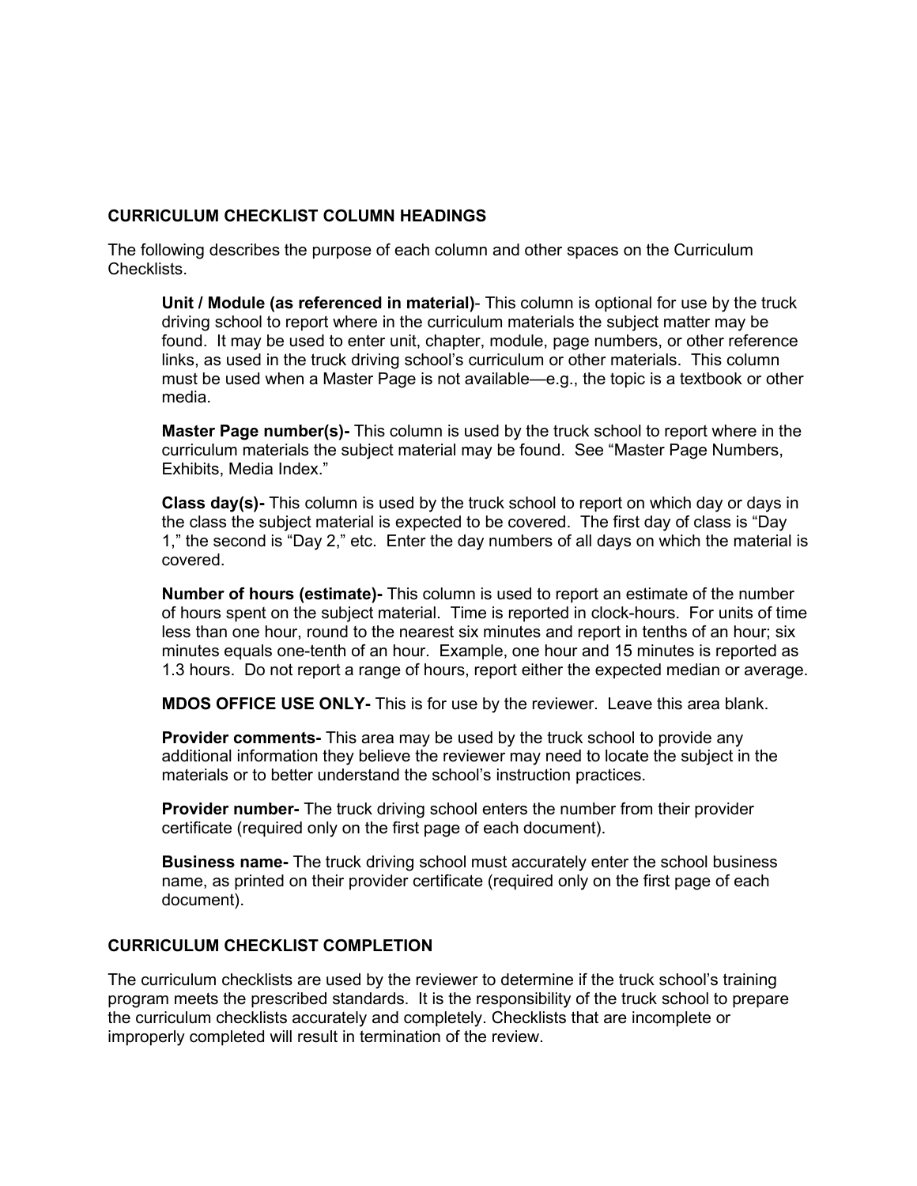## CURRICULUM CHECKLIST COLUMN HEADINGS

The following describes the purpose of each column and other spaces on the Curriculum Checklists.

> **Unit / Module (as referenced in material)**- This column is optional for use by the truck driving school to report where in the curriculum materials the subject matter may be found. It may be used to enter unit, chapter, module, page numbers, or other reference links, as used in the truck driving school's curriculum or other materials. This column must be used when a Master Page is not available—e.g., the topic is a textbook or other media.
>
> **Master Page number(s)-** This column is used by the truck school to report where in the curriculum materials the subject material may be found. See "Master Page Numbers, Exhibits, Media Index."
>
> **Class day(s)-** This column is used by the truck school to report on which day or days in the class the subject material is expected to be covered. The first day of class is "Day 1," the second is "Day 2," etc. Enter the day numbers of all days on which the material is covered.
>
> **Number of hours (estimate)-** This column is used to report an estimate of the number of hours spent on the subject material. Time is reported in clock-hours. For units of time less than one hour, round to the nearest six minutes and report in tenths of an hour; six minutes equals one-tenth of an hour. Example, one hour and 15 minutes is reported as 1.3 hours. Do not report a range of hours, report either the expected median or average.
>
> **MDOS OFFICE USE ONLY-** This is for use by the reviewer. Leave this area blank.
>
> **Provider comments-** This area may be used by the truck school to provide any additional information they believe the reviewer may need to locate the subject in the materials or to better understand the school's instruction practices.
>
> **Provider number-** The truck driving school enters the number from their provider certificate (required only on the first page of each document).
>
> **Business name-** The truck driving school must accurately enter the school business name, as printed on their provider certificate (required only on the first page of each document).

## CURRICULUM CHECKLIST COMPLETION

The curriculum checklists are used by the reviewer to determine if the truck school's training program meets the prescribed standards. It is the responsibility of the truck school to prepare the curriculum checklists accurately and completely. Checklists that are incomplete or improperly completed will result in termination of the review.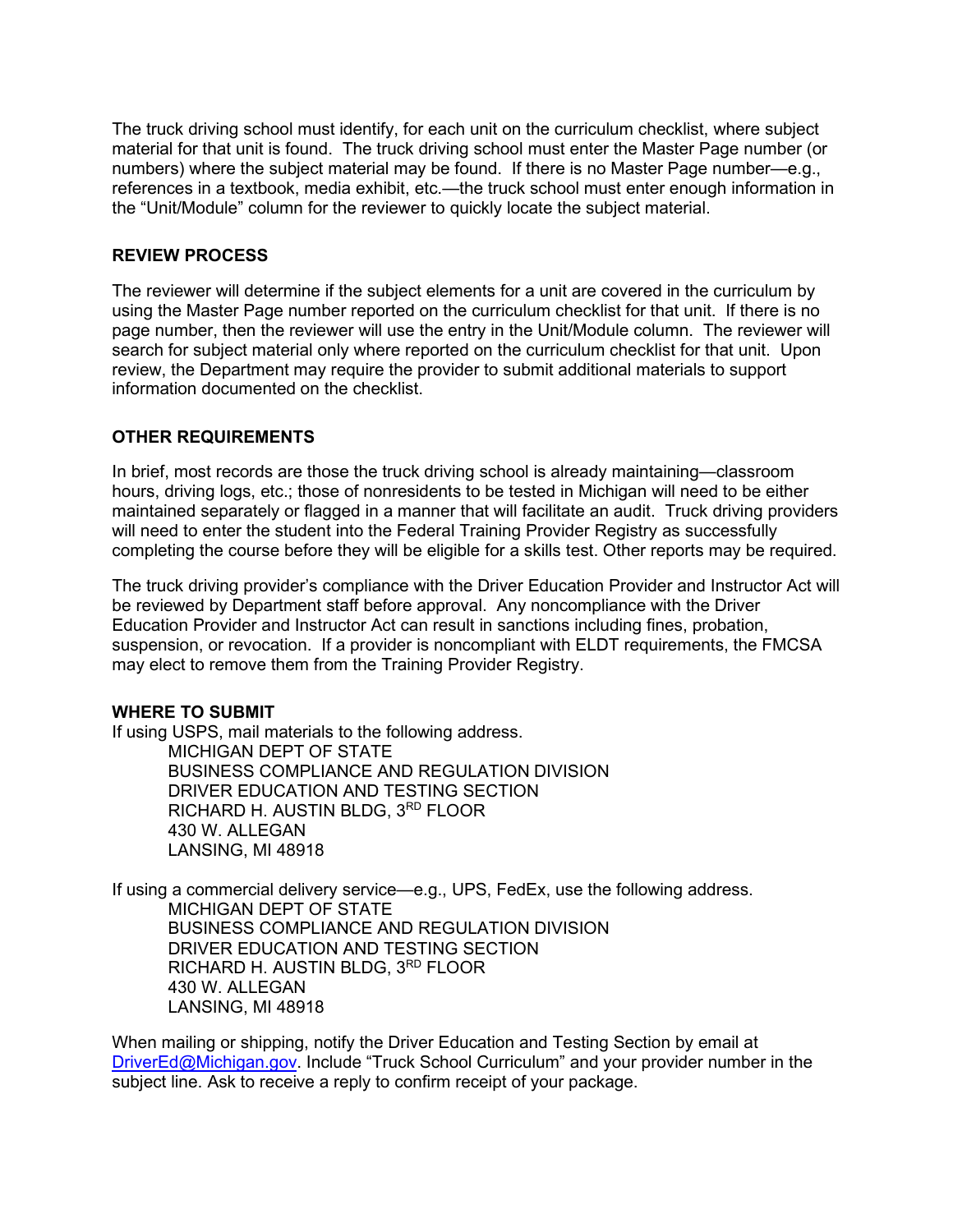The truck driving school must identify, for each unit on the curriculum checklist, where subject material for that unit is found. The truck driving school must enter the Master Page number (or numbers) where the subject material may be found. If there is no Master Page number—e.g., references in a textbook, media exhibit, etc.—the truck school must enter enough information in the "Unit/Module" column for the reviewer to quickly locate the subject material.

## REVIEW PROCESS

The reviewer will determine if the subject elements for a unit are covered in the curriculum by using the Master Page number reported on the curriculum checklist for that unit. If there is no page number, then the reviewer will use the entry in the Unit/Module column. The reviewer will search for subject material only where reported on the curriculum checklist for that unit. Upon review, the Department may require the provider to submit additional materials to support information documented on the checklist.

## OTHER REQUIREMENTS

In brief, most records are those the truck driving school is already maintaining—classroom hours, driving logs, etc.; those of nonresidents to be tested in Michigan will need to be either maintained separately or flagged in a manner that will facilitate an audit. Truck driving providers will need to enter the student into the Federal Training Provider Registry as successfully completing the course before they will be eligible for a skills test. Other reports may be required.

The truck driving provider's compliance with the Driver Education Provider and Instructor Act will be reviewed by Department staff before approval. Any noncompliance with the Driver Education Provider and Instructor Act can result in sanctions including fines, probation, suspension, or revocation. If a provider is noncompliant with ELDT requirements, the FMCSA may elect to remove them from the Training Provider Registry.

## WHERE TO SUBMIT

If using USPS, mail materials to the following address.

MICHIGAN DEPT OF STATE
BUSINESS COMPLIANCE AND REGULATION DIVISION
DRIVER EDUCATION AND TESTING SECTION
RICHARD H. AUSTIN BLDG, 3RD FLOOR
430 W. ALLEGAN
LANSING, MI 48918

If using a commercial delivery service—e.g., UPS, FedEx, use the following address.

MICHIGAN DEPT OF STATE
BUSINESS COMPLIANCE AND REGULATION DIVISION
DRIVER EDUCATION AND TESTING SECTION
RICHARD H. AUSTIN BLDG, 3RD FLOOR
430 W. ALLEGAN
LANSING, MI 48918

When mailing or shipping, notify the Driver Education and Testing Section by email at DriverEd@Michigan.gov. Include "Truck School Curriculum" and your provider number in the subject line. Ask to receive a reply to confirm receipt of your package.